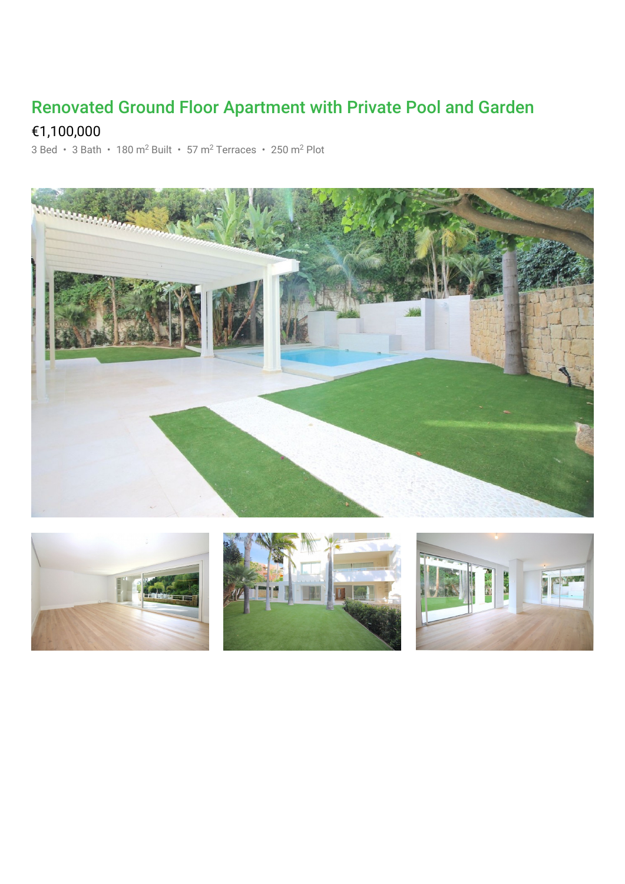# Renovated Ground Floor Apartment with Private Pool and Garden

€1,100,000

3 Bed • 3 Bath • 180 $m^2$ Built • 57 $m^2$ Terraces • 250 $m^2$ Plot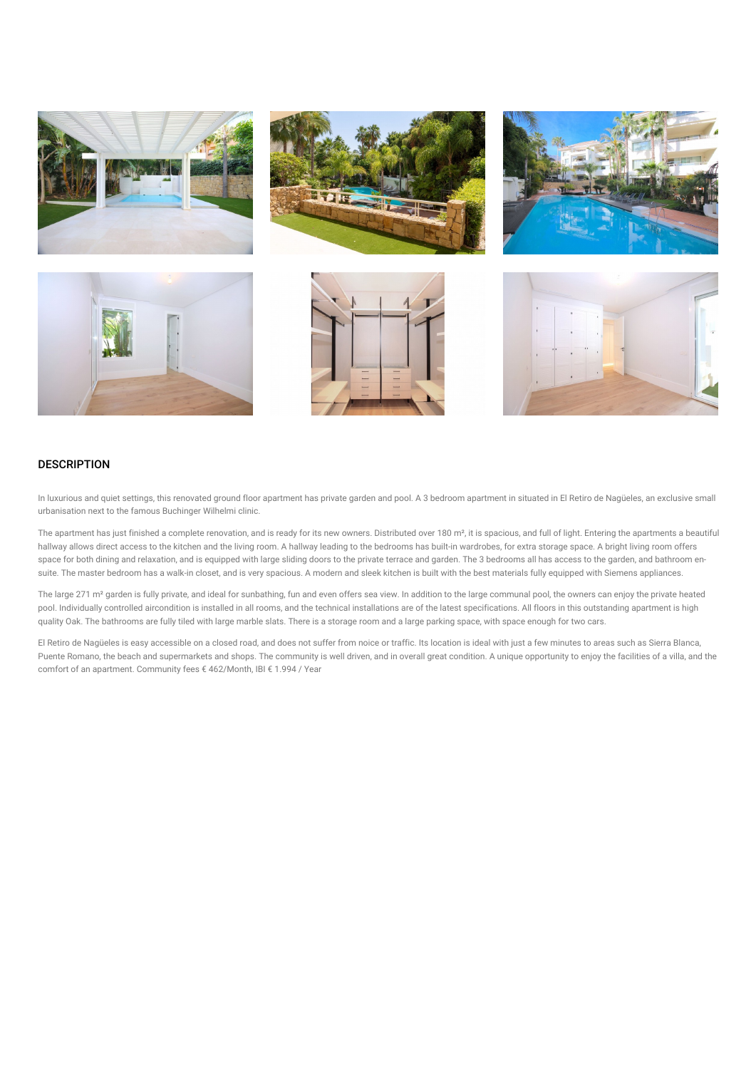## DESCRIPTION

In luxurious and quiet settings, this renovated ground floor apartment has private garden and pool. A 3 bedroom apartment in situated in El Retiro de Nagüeles, an exclusive small urbanisation next to the famous Buchinger Wilhelmi clinic.

The apartment has just finished a complete renovation, and is ready for its new owners. Distributed over 180 m², it is spacious, and full of light. Entering the apartments a beautiful hallway allows direct access to the kitchen and the living room. A hallway leading to the bedrooms has built-in wardrobes, for extra storage space. A bright living room offers space for both dining and relaxation, and is equipped with large sliding doors to the private terrace and garden. The 3 bedrooms all has access to the garden, and bathroom en-suite. The master bedroom has a walk-in closet, and is very spacious. A modern and sleek kitchen is built with the best materials fully equipped with Siemens appliances.

The large 271 m² garden is fully private, and ideal for sunbathing, fun and even offers sea view. In addition to the large communal pool, the owners can enjoy the private heated pool. Individually controlled aircondition is installed in all rooms, and the technical installations are of the latest specifications. All floors in this outstanding apartment is high quality Oak. The bathrooms are fully tiled with large marble slats. There is a storage room and a large parking space, with space enough for two cars.

El Retiro de Nagüeles is easy accessible on a closed road, and does not suffer from noice or traffic. Its location is ideal with just a few minutes to areas such as Sierra Blanca, Puente Romano, the beach and supermarkets and shops. The community is well driven, and in overall great condition. A unique opportunity to enjoy the facilities of a villa, and the comfort of an apartment. Community fees € 462/Month, IBI € 1.994 / Year